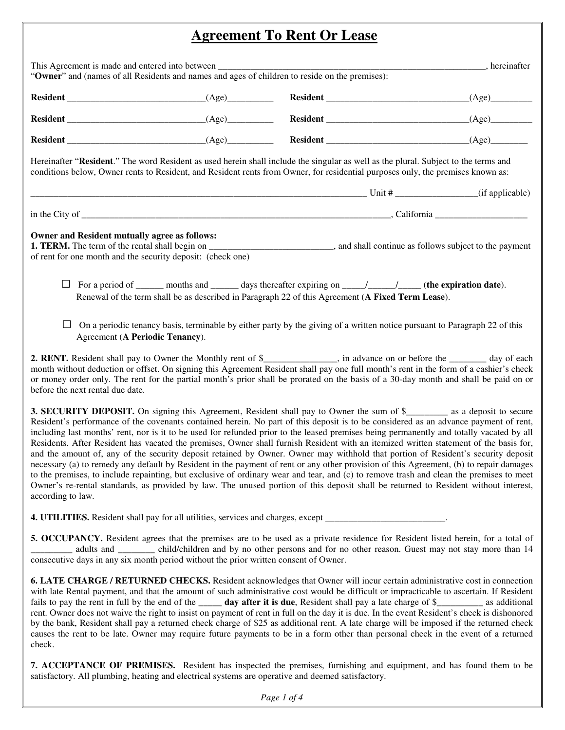# Agreement To Rent Or Lease

This Agreement is made and entered into between _____________________________________________________________, hereinafter "**Owner**" and (names of all Residents and names and ages of children to reside on the premises):

**Resident** ______________________________(Age)__________ **Resident** _______________________________(Age)_________

**Resident** ______________________________(Age)__________ **Resident** _______________________________(Age)_________

**Resident** ______________________________(Age)__________ **Resident** _______________________________(Age)________

Hereinafter "**Resident**." The word Resident as used herein shall include the singular as well as the plural. Subject to the terms and conditions below, Owner rents to Resident, and Resident rents from Owner, for residential purposes only, the premises known as:

_____________________________________________________________________________ Unit # _________________(if applicable)

in the City of _______________________________________________________________________, California ____________________

**Owner and Resident mutually agree as follows:**

**1. TERM.** The term of the rental shall begin on ___________________________, and shall continue as follows subject to the payment of rent for one month and the security deposit: (check one)

☐ For a period of ______ months and ______ days thereafter expiring on _____/______/_____ (**the expiration date**). Renewal of the term shall be as described in Paragraph 22 of this Agreement (**A Fixed Term Lease**).

☐ On a periodic tenancy basis, terminable by either party by the giving of a written notice pursuant to Paragraph 22 of this Agreement (**A Periodic Tenancy**).

**2. RENT.** Resident shall pay to Owner the Monthly rent of $________________, in advance on or before the ________ day of each month without deduction or offset. On signing this Agreement Resident shall pay one full month's rent in the form of a cashier's check or money order only. The rent for the partial month's prior shall be prorated on the basis of a 30-day month and shall be paid on or before the next rental due date.

**3. SECURITY DEPOSIT.** On signing this Agreement, Resident shall pay to Owner the sum of $_________ as a deposit to secure Resident's performance of the covenants contained herein. No part of this deposit is to be considered as an advance payment of rent, including last months' rent, nor is it to be used for refunded prior to the leased premises being permanently and totally vacated by all Residents. After Resident has vacated the premises, Owner shall furnish Resident with an itemized written statement of the basis for, and the amount of, any of the security deposit retained by Owner. Owner may withhold that portion of Resident's security deposit necessary (a) to remedy any default by Resident in the payment of rent or any other provision of this Agreement, (b) to repair damages to the premises, to include repainting, but exclusive of ordinary wear and tear, and (c) to remove trash and clean the premises to meet Owner's re-rental standards, as provided by law. The unused portion of this deposit shall be returned to Resident without interest, according to law.

**4. UTILITIES.** Resident shall pay for all utilities, services and charges, except __________________________.

**5. OCCUPANCY.** Resident agrees that the premises are to be used as a private residence for Resident listed herein, for a total of _________ adults and ________ child/children and by no other persons and for no other reason. Guest may not stay more than 14 consecutive days in any six month period without the prior written consent of Owner.

**6. LATE CHARGE / RETURNED CHECKS.** Resident acknowledges that Owner will incur certain administrative cost in connection with late Rental payment, and that the amount of such administrative cost would be difficult or impracticable to ascertain. If Resident fails to pay the rent in full by the end of the _____ **day after it is due**, Resident shall pay a late charge of $__________ as additional rent. Owner does not waive the right to insist on payment of rent in full on the day it is due. In the event Resident's check is dishonored by the bank, Resident shall pay a returned check charge of $25 as additional rent. A late charge will be imposed if the returned check causes the rent to be late. Owner may require future payments to be in a form other than personal check in the event of a returned check.

**7. ACCEPTANCE OF PREMISES.** Resident has inspected the premises, furnishing and equipment, and has found them to be satisfactory. All plumbing, heating and electrical systems are operative and deemed satisfactory.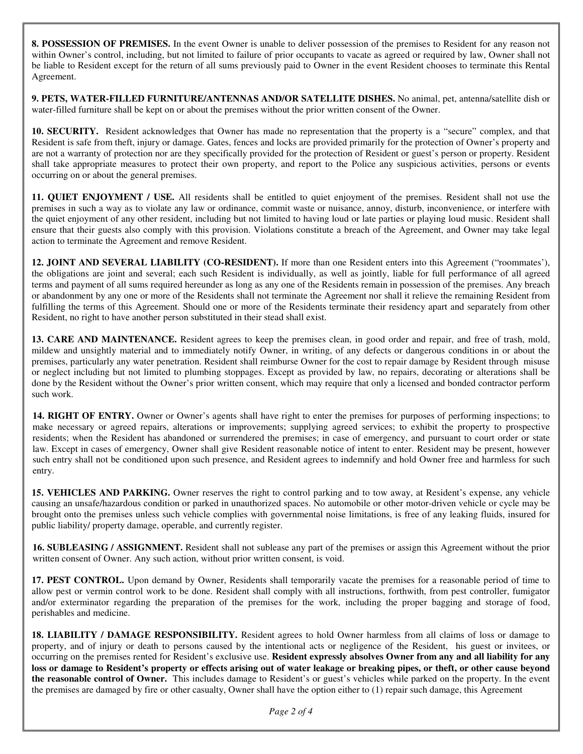**8. POSSESSION OF PREMISES.** In the event Owner is unable to deliver possession of the premises to Resident for any reason not within Owner's control, including, but not limited to failure of prior occupants to vacate as agreed or required by law, Owner shall not be liable to Resident except for the return of all sums previously paid to Owner in the event Resident chooses to terminate this Rental Agreement.

**9. PETS, WATER-FILLED FURNITURE/ANTENNAS AND/OR SATELLITE DISHES.** No animal, pet, antenna/satellite dish or water-filled furniture shall be kept on or about the premises without the prior written consent of the Owner.

**10. SECURITY.** Resident acknowledges that Owner has made no representation that the property is a "secure" complex, and that Resident is safe from theft, injury or damage. Gates, fences and locks are provided primarily for the protection of Owner's property and are not a warranty of protection nor are they specifically provided for the protection of Resident or guest's person or property. Resident shall take appropriate measures to protect their own property, and report to the Police any suspicious activities, persons or events occurring on or about the general premises.

**11. QUIET ENJOYMENT / USE.** All residents shall be entitled to quiet enjoyment of the premises. Resident shall not use the premises in such a way as to violate any law or ordinance, commit waste or nuisance, annoy, disturb, inconvenience, or interfere with the quiet enjoyment of any other resident, including but not limited to having loud or late parties or playing loud music. Resident shall ensure that their guests also comply with this provision. Violations constitute a breach of the Agreement, and Owner may take legal action to terminate the Agreement and remove Resident.

**12. JOINT AND SEVERAL LIABILITY (CO-RESIDENT).** If more than one Resident enters into this Agreement ("roommates'), the obligations are joint and several; each such Resident is individually, as well as jointly, liable for full performance of all agreed terms and payment of all sums required hereunder as long as any one of the Residents remain in possession of the premises. Any breach or abandonment by any one or more of the Residents shall not terminate the Agreement nor shall it relieve the remaining Resident from fulfilling the terms of this Agreement. Should one or more of the Residents terminate their residency apart and separately from other Resident, no right to have another person substituted in their stead shall exist.

**13. CARE AND MAINTENANCE.** Resident agrees to keep the premises clean, in good order and repair, and free of trash, mold, mildew and unsightly material and to immediately notify Owner, in writing, of any defects or dangerous conditions in or about the premises, particularly any water penetration. Resident shall reimburse Owner for the cost to repair damage by Resident through misuse or neglect including but not limited to plumbing stoppages. Except as provided by law, no repairs, decorating or alterations shall be done by the Resident without the Owner's prior written consent, which may require that only a licensed and bonded contractor perform such work.

**14. RIGHT OF ENTRY.** Owner or Owner's agents shall have right to enter the premises for purposes of performing inspections; to make necessary or agreed repairs, alterations or improvements; supplying agreed services; to exhibit the property to prospective residents; when the Resident has abandoned or surrendered the premises; in case of emergency, and pursuant to court order or state law. Except in cases of emergency, Owner shall give Resident reasonable notice of intent to enter. Resident may be present, however such entry shall not be conditioned upon such presence, and Resident agrees to indemnify and hold Owner free and harmless for such entry.

**15. VEHICLES AND PARKING.** Owner reserves the right to control parking and to tow away, at Resident's expense, any vehicle causing an unsafe/hazardous condition or parked in unauthorized spaces. No automobile or other motor-driven vehicle or cycle may be brought onto the premises unless such vehicle complies with governmental noise limitations, is free of any leaking fluids, insured for public liability/ property damage, operable, and currently register.

**16. SUBLEASING / ASSIGNMENT.** Resident shall not sublease any part of the premises or assign this Agreement without the prior written consent of Owner. Any such action, without prior written consent, is void.

**17. PEST CONTROL.** Upon demand by Owner, Residents shall temporarily vacate the premises for a reasonable period of time to allow pest or vermin control work to be done. Resident shall comply with all instructions, forthwith, from pest controller, fumigator and/or exterminator regarding the preparation of the premises for the work, including the proper bagging and storage of food, perishables and medicine.

**18. LIABILITY / DAMAGE RESPONSIBILITY.** Resident agrees to hold Owner harmless from all claims of loss or damage to property, and of injury or death to persons caused by the intentional acts or negligence of the Resident, his guest or invitees, or occurring on the premises rented for Resident's exclusive use. **Resident expressly absolves Owner from any and all liability for any loss or damage to Resident's property or effects arising out of water leakage or breaking pipes, or theft, or other cause beyond the reasonable control of Owner.** This includes damage to Resident's or guest's vehicles while parked on the property. In the event the premises are damaged by fire or other casualty, Owner shall have the option either to (1) repair such damage, this Agreement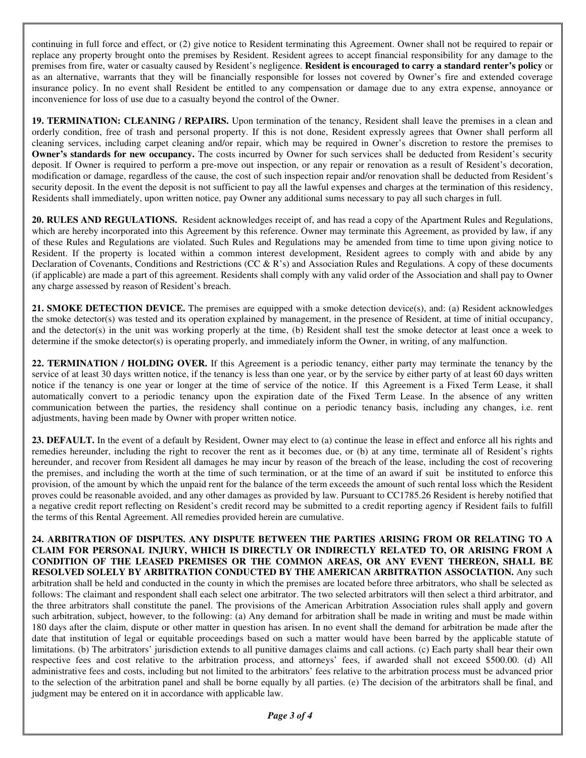continuing in full force and effect, or (2) give notice to Resident terminating this Agreement. Owner shall not be required to repair or replace any property brought onto the premises by Resident. Resident agrees to accept financial responsibility for any damage to the premises from fire, water or casualty caused by Resident's negligence. **Resident is encouraged to carry a standard renter's policy** or as an alternative, warrants that they will be financially responsible for losses not covered by Owner's fire and extended coverage insurance policy. In no event shall Resident be entitled to any compensation or damage due to any extra expense, annoyance or inconvenience for loss of use due to a casualty beyond the control of the Owner.

**19. TERMINATION: CLEANING / REPAIRS.** Upon termination of the tenancy, Resident shall leave the premises in a clean and orderly condition, free of trash and personal property. If this is not done, Resident expressly agrees that Owner shall perform all cleaning services, including carpet cleaning and/or repair, which may be required in Owner's discretion to restore the premises to **Owner's standards for new occupancy.** The costs incurred by Owner for such services shall be deducted from Resident's security deposit. If Owner is required to perform a pre-move out inspection, or any repair or renovation as a result of Resident's decoration, modification or damage, regardless of the cause, the cost of such inspection repair and/or renovation shall be deducted from Resident's security deposit. In the event the deposit is not sufficient to pay all the lawful expenses and charges at the termination of this residency, Residents shall immediately, upon written notice, pay Owner any additional sums necessary to pay all such charges in full.

**20. RULES AND REGULATIONS.** Resident acknowledges receipt of, and has read a copy of the Apartment Rules and Regulations, which are hereby incorporated into this Agreement by this reference. Owner may terminate this Agreement, as provided by law, if any of these Rules and Regulations are violated. Such Rules and Regulations may be amended from time to time upon giving notice to Resident. If the property is located within a common interest development, Resident agrees to comply with and abide by any Declaration of Covenants, Conditions and Restrictions (CC & R's) and Association Rules and Regulations. A copy of these documents (if applicable) are made a part of this agreement. Residents shall comply with any valid order of the Association and shall pay to Owner any charge assessed by reason of Resident's breach.

**21. SMOKE DETECTION DEVICE.** The premises are equipped with a smoke detection device(s), and: (a) Resident acknowledges the smoke detector(s) was tested and its operation explained by management, in the presence of Resident, at time of initial occupancy, and the detector(s) in the unit was working properly at the time, (b) Resident shall test the smoke detector at least once a week to determine if the smoke detector(s) is operating properly, and immediately inform the Owner, in writing, of any malfunction.

**22. TERMINATION / HOLDING OVER.** If this Agreement is a periodic tenancy, either party may terminate the tenancy by the service of at least 30 days written notice, if the tenancy is less than one year, or by the service by either party of at least 60 days written notice if the tenancy is one year or longer at the time of service of the notice. If this Agreement is a Fixed Term Lease, it shall automatically convert to a periodic tenancy upon the expiration date of the Fixed Term Lease. In the absence of any written communication between the parties, the residency shall continue on a periodic tenancy basis, including any changes, i.e. rent adjustments, having been made by Owner with proper written notice.

**23. DEFAULT.** In the event of a default by Resident, Owner may elect to (a) continue the lease in effect and enforce all his rights and remedies hereunder, including the right to recover the rent as it becomes due, or (b) at any time, terminate all of Resident's rights hereunder, and recover from Resident all damages he may incur by reason of the breach of the lease, including the cost of recovering the premises, and including the worth at the time of such termination, or at the time of an award if suit be instituted to enforce this provision, of the amount by which the unpaid rent for the balance of the term exceeds the amount of such rental loss which the Resident proves could be reasonable avoided, and any other damages as provided by law. Pursuant to CC1785.26 Resident is hereby notified that a negative credit report reflecting on Resident's credit record may be submitted to a credit reporting agency if Resident fails to fulfill the terms of this Rental Agreement. All remedies provided herein are cumulative.

**24. ARBITRATION OF DISPUTES. ANY DISPUTE BETWEEN THE PARTIES ARISING FROM OR RELATING TO A CLAIM FOR PERSONAL INJURY, WHICH IS DIRECTLY OR INDIRECTLY RELATED TO, OR ARISING FROM A CONDITION OF THE LEASED PREMISES OR THE COMMON AREAS, OR ANY EVENT THEREON, SHALL BE RESOLVED SOLELY BY ARBITRATION CONDUCTED BY THE AMERICAN ARBITRATION ASSOCIATION.** Any such arbitration shall be held and conducted in the county in which the premises are located before three arbitrators, who shall be selected as follows: The claimant and respondent shall each select one arbitrator. The two selected arbitrators will then select a third arbitrator, and the three arbitrators shall constitute the panel. The provisions of the American Arbitration Association rules shall apply and govern such arbitration, subject, however, to the following: (a) Any demand for arbitration shall be made in writing and must be made within 180 days after the claim, dispute or other matter in question has arisen. In no event shall the demand for arbitration be made after the date that institution of legal or equitable proceedings based on such a matter would have been barred by the applicable statute of limitations. (b) The arbitrators' jurisdiction extends to all punitive damages claims and call actions. (c) Each party shall bear their own respective fees and cost relative to the arbitration process, and attorneys' fees, if awarded shall not exceed $500.00. (d) All administrative fees and costs, including but not limited to the arbitrators' fees relative to the arbitration process must be advanced prior to the selection of the arbitration panel and shall be borne equally by all parties. (e) The decision of the arbitrators shall be final, and judgment may be entered on it in accordance with applicable law.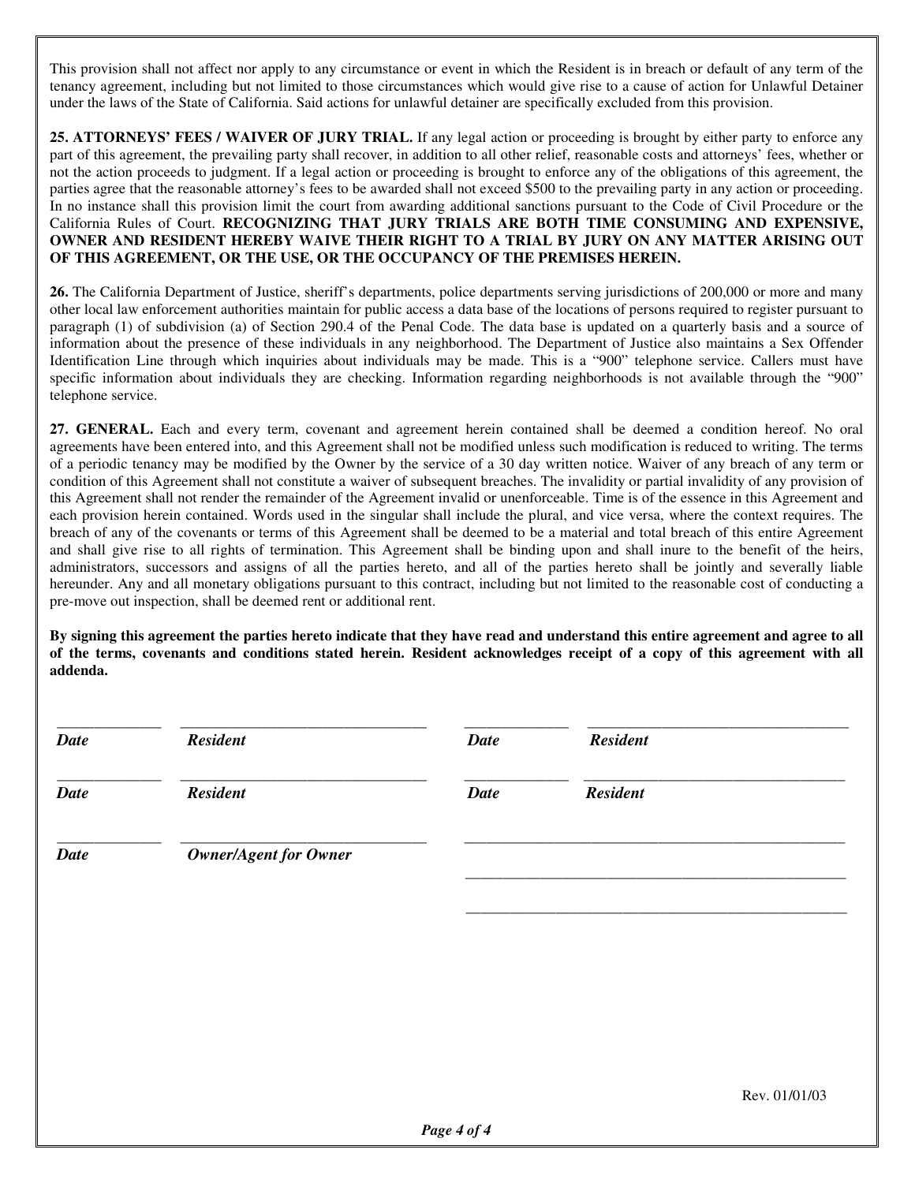This provision shall not affect nor apply to any circumstance or event in which the Resident is in breach or default of any term of the tenancy agreement, including but not limited to those circumstances which would give rise to a cause of action for Unlawful Detainer under the laws of the State of California. Said actions for unlawful detainer are specifically excluded from this provision.

**25. ATTORNEYS' FEES / WAIVER OF JURY TRIAL.** If any legal action or proceeding is brought by either party to enforce any part of this agreement, the prevailing party shall recover, in addition to all other relief, reasonable costs and attorneys' fees, whether or not the action proceeds to judgment. If a legal action or proceeding is brought to enforce any of the obligations of this agreement, the parties agree that the reasonable attorney's fees to be awarded shall not exceed $500 to the prevailing party in any action or proceeding. In no instance shall this provision limit the court from awarding additional sanctions pursuant to the Code of Civil Procedure or the California Rules of Court. **RECOGNIZING THAT JURY TRIALS ARE BOTH TIME CONSUMING AND EXPENSIVE, OWNER AND RESIDENT HEREBY WAIVE THEIR RIGHT TO A TRIAL BY JURY ON ANY MATTER ARISING OUT OF THIS AGREEMENT, OR THE USE, OR THE OCCUPANCY OF THE PREMISES HEREIN.**

**26.** The California Department of Justice, sheriff's departments, police departments serving jurisdictions of 200,000 or more and many other local law enforcement authorities maintain for public access a data base of the locations of persons required to register pursuant to paragraph (1) of subdivision (a) of Section 290.4 of the Penal Code. The data base is updated on a quarterly basis and a source of information about the presence of these individuals in any neighborhood. The Department of Justice also maintains a Sex Offender Identification Line through which inquiries about individuals may be made. This is a "900" telephone service. Callers must have specific information about individuals they are checking. Information regarding neighborhoods is not available through the "900" telephone service.

**27. GENERAL.** Each and every term, covenant and agreement herein contained shall be deemed a condition hereof. No oral agreements have been entered into, and this Agreement shall not be modified unless such modification is reduced to writing. The terms of a periodic tenancy may be modified by the Owner by the service of a 30 day written notice. Waiver of any breach of any term or condition of this Agreement shall not constitute a waiver of subsequent breaches. The invalidity or partial invalidity of any provision of this Agreement shall not render the remainder of the Agreement invalid or unenforceable. Time is of the essence in this Agreement and each provision herein contained. Words used in the singular shall include the plural, and vice versa, where the context requires. The breach of any of the covenants or terms of this Agreement shall be deemed to be a material and total breach of this entire Agreement and shall give rise to all rights of termination. This Agreement shall be binding upon and shall inure to the benefit of the heirs, administrators, successors and assigns of all the parties hereto, and all of the parties hereto shall be jointly and severally liable hereunder. Any and all monetary obligations pursuant to this contract, including but not limited to the reasonable cost of conducting a pre-move out inspection, shall be deemed rent or additional rent.

**By signing this agreement the parties hereto indicate that they have read and understand this entire agreement and agree to all of the terms, covenants and conditions stated herein. Resident acknowledges receipt of a copy of this agreement with all addenda.**

| | | | |
|---|---|---|---|
| ______________ | ________________________________ | ______________ | ________________________________ |
| ***Date*** | ***Resident*** | ***Date*** | ***Resident*** |
| ______________ | ________________________________ | ______________ | ________________________________ |
| ***Date*** | ***Resident*** | ***Date*** | ***Resident*** |
| ______________ | ________________________________ | ________________________________ | |
| ***Date*** | ***Owner/Agent for Owner*** | | |
| | | ________________________________ | |
| | | ________________________________ | |

Rev. 01/01/03